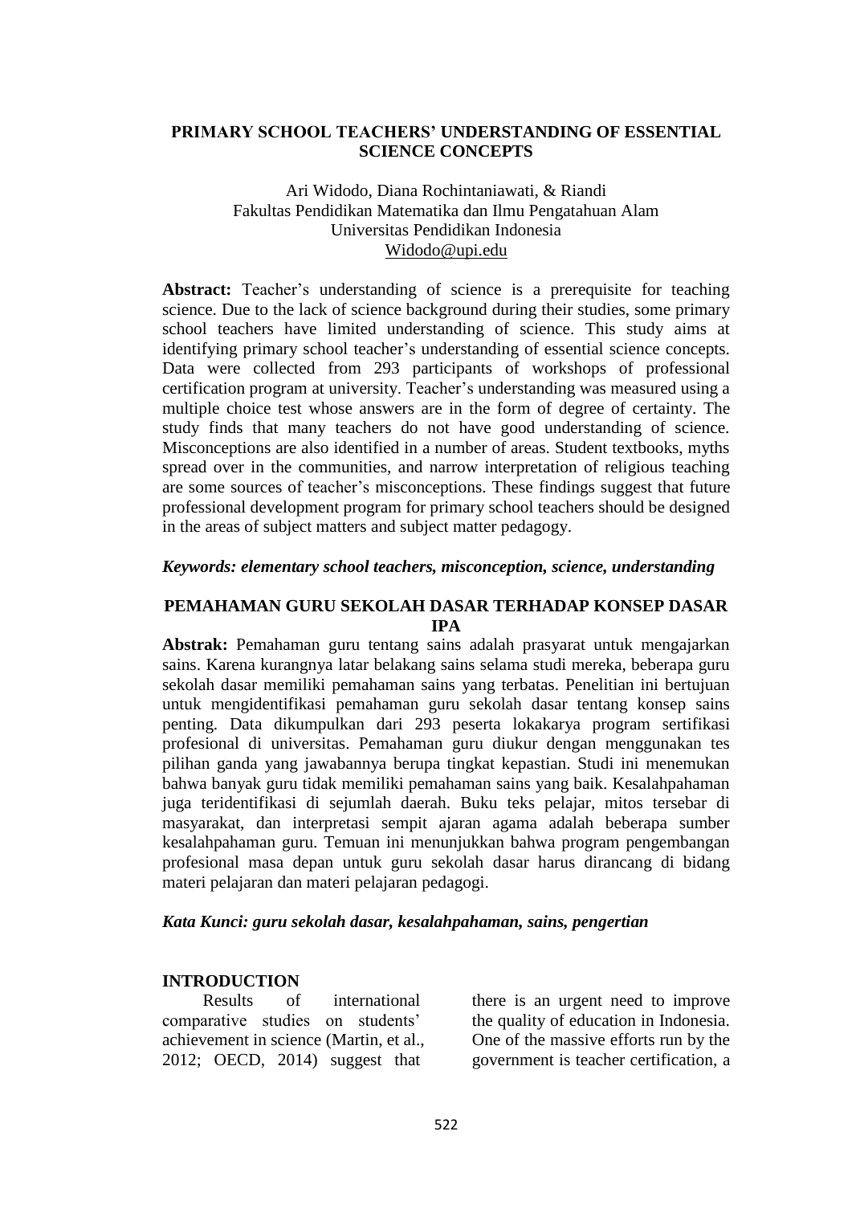# PRIMARY SCHOOL TEACHERS' UNDERSTANDING OF ESSENTIAL SCIENCE CONCEPTS

Ari Widodo, Diana Rochintaniawati, & Riandi
Fakultas Pendidikan Matematika dan Ilmu Pengatahuan Alam
Universitas Pendidikan Indonesia
Widodo@upi.edu

**Abstract:** Teacher's understanding of science is a prerequisite for teaching science. Due to the lack of science background during their studies, some primary school teachers have limited understanding of science. This study aims at identifying primary school teacher's understanding of essential science concepts. Data were collected from 293 participants of workshops of professional certification program at university. Teacher's understanding was measured using a multiple choice test whose answers are in the form of degree of certainty. The study finds that many teachers do not have good understanding of science. Misconceptions are also identified in a number of areas. Student textbooks, myths spread over in the communities, and narrow interpretation of religious teaching are some sources of teacher's misconceptions. These findings suggest that future professional development program for primary school teachers should be designed in the areas of subject matters and subject matter pedagogy.

***Keywords: elementary school teachers, misconception, science, understanding***

## PEMAHAMAN GURU SEKOLAH DASAR TERHADAP KONSEP DASAR IPA

**Abstrak:** Pemahaman guru tentang sains adalah prasyarat untuk mengajarkan sains. Karena kurangnya latar belakang sains selama studi mereka, beberapa guru sekolah dasar memiliki pemahaman sains yang terbatas. Penelitian ini bertujuan untuk mengidentifikasi pemahaman guru sekolah dasar tentang konsep sains penting. Data dikumpulkan dari 293 peserta lokakarya program sertifikasi profesional di universitas. Pemahaman guru diukur dengan menggunakan tes pilihan ganda yang jawabannya berupa tingkat kepastian. Studi ini menemukan bahwa banyak guru tidak memiliki pemahaman sains yang baik. Kesalahpahaman juga teridentifikasi di sejumlah daerah. Buku teks pelajar, mitos tersebar di masyarakat, dan interpretasi sempit ajaran agama adalah beberapa sumber kesalahpahaman guru. Temuan ini menunjukkan bahwa program pengembangan profesional masa depan untuk guru sekolah dasar harus dirancang di bidang materi pelajaran dan materi pelajaran pedagogi.

***Kata Kunci: guru sekolah dasar, kesalahpahaman, sains, pengertian***

## INTRODUCTION

Results of international comparative studies on students' achievement in science (Martin, et al., 2012; OECD, 2014) suggest that there is an urgent need to improve the quality of education in Indonesia. One of the massive efforts run by the government is teacher certification, a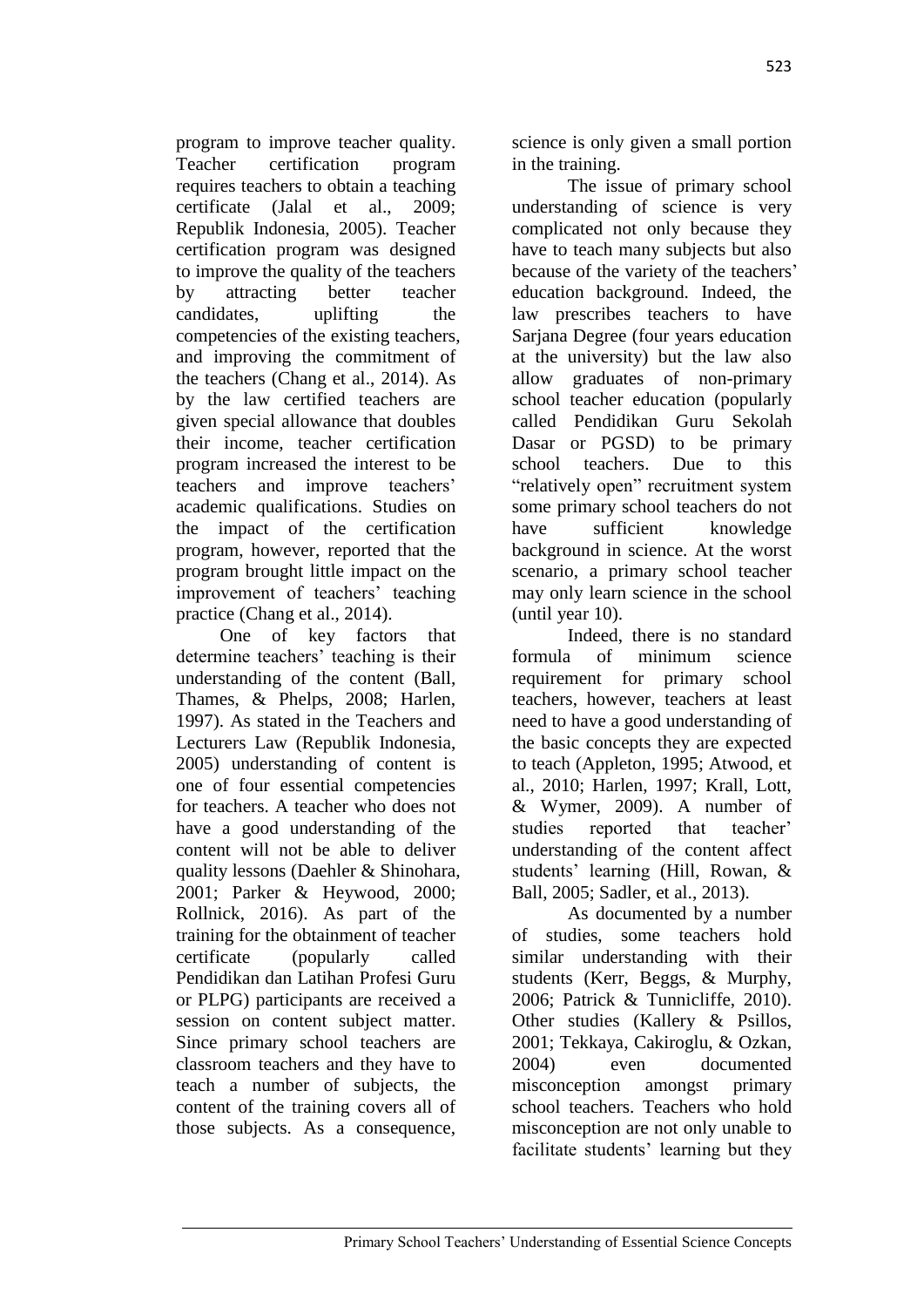program to improve teacher quality. Teacher certification program requires teachers to obtain a teaching certificate (Jalal et al., 2009; Republik Indonesia, 2005). Teacher certification program was designed to improve the quality of the teachers by attracting better teacher candidates, uplifting the competencies of the existing teachers, and improving the commitment of the teachers (Chang et al., 2014). As by the law certified teachers are given special allowance that doubles their income, teacher certification program increased the interest to be teachers and improve teachers' academic qualifications. Studies on the impact of the certification program, however, reported that the program brought little impact on the improvement of teachers' teaching practice (Chang et al., 2014).

One of key factors that determine teachers' teaching is their understanding of the content (Ball, Thames, & Phelps, 2008; Harlen, 1997). As stated in the Teachers and Lecturers Law (Republik Indonesia, 2005) understanding of content is one of four essential competencies for teachers. A teacher who does not have a good understanding of the content will not be able to deliver quality lessons (Daehler & Shinohara, 2001; Parker & Heywood, 2000; Rollnick, 2016). As part of the training for the obtainment of teacher certificate (popularly called Pendidikan dan Latihan Profesi Guru or PLPG) participants are received a session on content subject matter. Since primary school teachers are classroom teachers and they have to teach a number of subjects, the content of the training covers all of those subjects. As a consequence, science is only given a small portion in the training.

The issue of primary school understanding of science is very complicated not only because they have to teach many subjects but also because of the variety of the teachers' education background. Indeed, the law prescribes teachers to have Sarjana Degree (four years education at the university) but the law also allow graduates of non-primary school teacher education (popularly called Pendidikan Guru Sekolah Dasar or PGSD) to be primary school teachers. Due to this "relatively open" recruitment system some primary school teachers do not have sufficient knowledge background in science. At the worst scenario, a primary school teacher may only learn science in the school (until year 10).

Indeed, there is no standard formula of minimum science requirement for primary school teachers, however, teachers at least need to have a good understanding of the basic concepts they are expected to teach (Appleton, 1995; Atwood, et al., 2010; Harlen, 1997; Krall, Lott, & Wymer, 2009). A number of studies reported that teacher' understanding of the content affect students' learning (Hill, Rowan, & Ball, 2005; Sadler, et al., 2013).

As documented by a number of studies, some teachers hold similar understanding with their students (Kerr, Beggs, & Murphy, 2006; Patrick & Tunnicliffe, 2010). Other studies (Kallery & Psillos, 2001; Tekkaya, Cakiroglu, & Ozkan, 2004) even documented misconception amongst primary school teachers. Teachers who hold misconception are not only unable to facilitate students' learning but they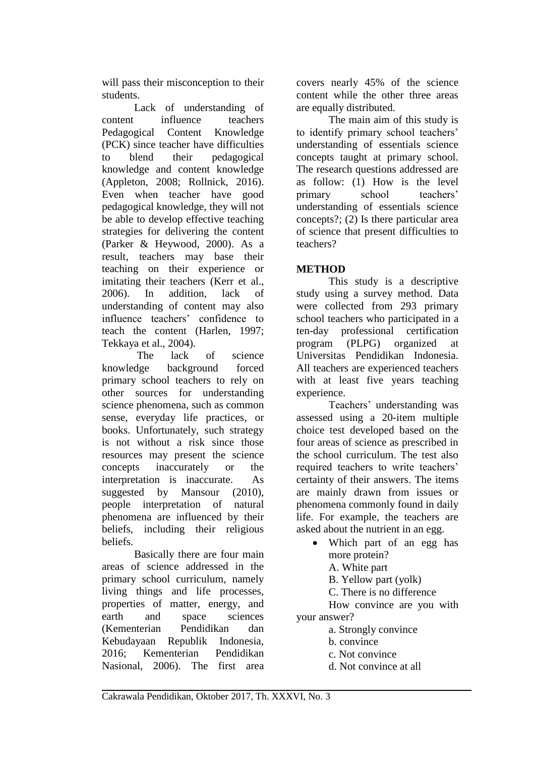will pass their misconception to their students.

Lack of understanding of content influence teachers Pedagogical Content Knowledge (PCK) since teacher have difficulties to blend their pedagogical knowledge and content knowledge (Appleton, 2008; Rollnick, 2016). Even when teacher have good pedagogical knowledge, they will not be able to develop effective teaching strategies for delivering the content (Parker & Heywood, 2000). As a result, teachers may base their teaching on their experience or imitating their teachers (Kerr et al., 2006). In addition, lack of understanding of content may also influence teachers' confidence to teach the content (Harlen, 1997; Tekkaya et al., 2004).

The lack of science knowledge background forced primary school teachers to rely on other sources for understanding science phenomena, such as common sense, everyday life practices, or books. Unfortunately, such strategy is not without a risk since those resources may present the science concepts inaccurately or the interpretation is inaccurate. As suggested by Mansour (2010), people interpretation of natural phenomena are influenced by their beliefs, including their religious beliefs.

Basically there are four main areas of science addressed in the primary school curriculum, namely living things and life processes, properties of matter, energy, and earth and space sciences (Kementerian Pendidikan dan Kebudayaan Republik Indonesia, 2016; Kementerian Pendidikan Nasional, 2006). The first area covers nearly 45% of the science content while the other three areas are equally distributed.

The main aim of this study is to identify primary school teachers' understanding of essentials science concepts taught at primary school. The research questions addressed are as follow: (1) How is the level primary school teachers' understanding of essentials science concepts?; (2) Is there particular area of science that present difficulties to teachers?

## METHOD

This study is a descriptive study using a survey method. Data were collected from 293 primary school teachers who participated in a ten-day professional certification program (PLPG) organized at Universitas Pendidikan Indonesia. All teachers are experienced teachers with at least five years teaching experience.

Teachers' understanding was assessed using a 20-item multiple choice test developed based on the four areas of science as prescribed in the school curriculum. The test also required teachers to write teachers' certainty of their answers. The items are mainly drawn from issues or phenomena commonly found in daily life. For example, the teachers are asked about the nutrient in an egg.

- Which part of an egg has more protein?
  A. White part
  B. Yellow part (yolk)
  C. There is no difference

  How convince are you with your answer?
  a. Strongly convince
  b. convince
  c. Not convince
  d. Not convince at all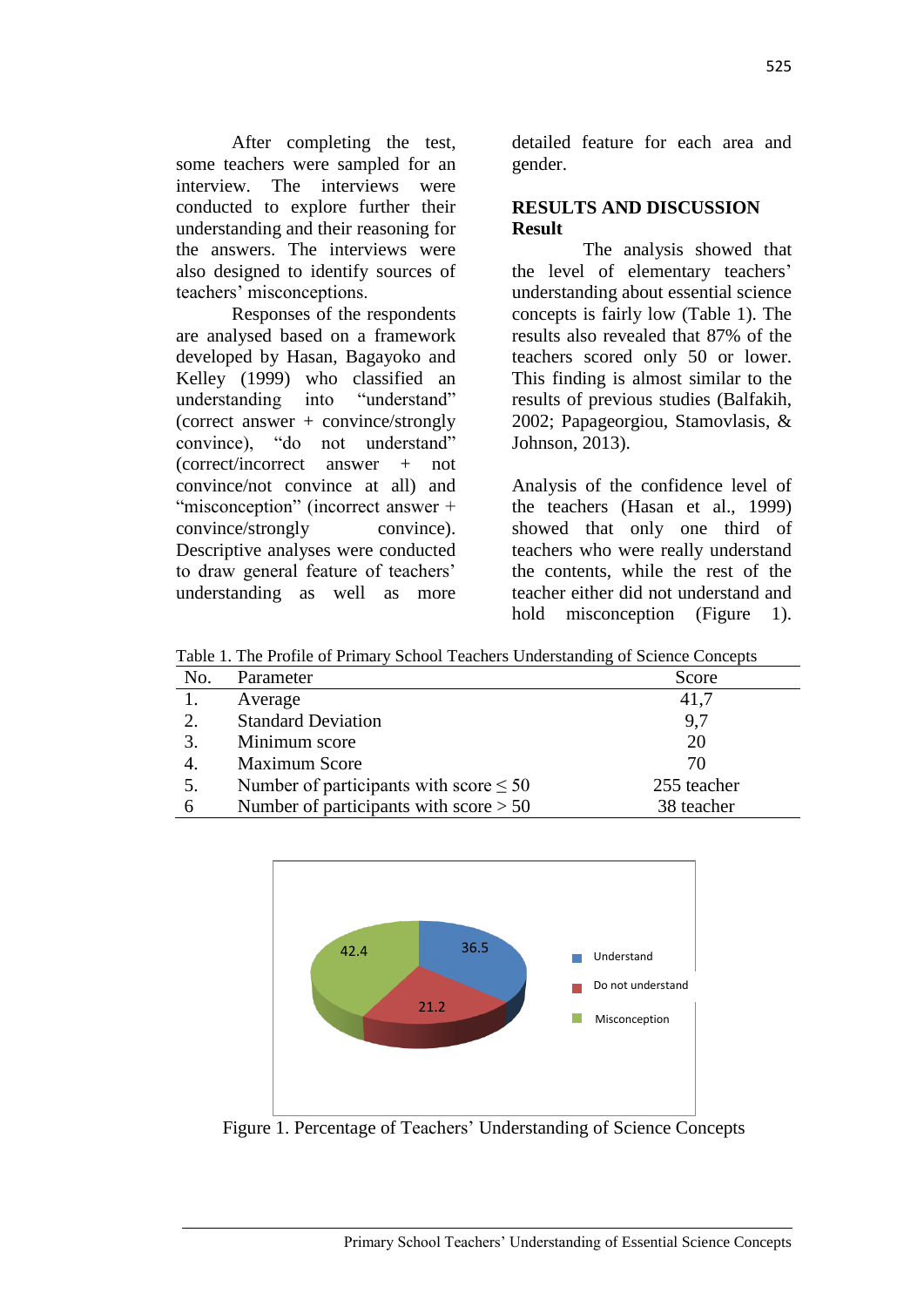After completing the test, some teachers were sampled for an interview. The interviews were conducted to explore further their understanding and their reasoning for the answers. The interviews were also designed to identify sources of teachers' misconceptions.

Responses of the respondents are analysed based on a framework developed by Hasan, Bagayoko and Kelley (1999) who classified an understanding into "understand" (correct answer + convince/strongly convince), "do not understand" (correct/incorrect answer + not convince/not convince at all) and "misconception" (incorrect answer + convince/strongly convince). Descriptive analyses were conducted to draw general feature of teachers' understanding as well as more detailed feature for each area and gender.

## RESULTS AND DISCUSSION

### Result

The analysis showed that the level of elementary teachers' understanding about essential science concepts is fairly low (Table 1). The results also revealed that 87% of the teachers scored only 50 or lower. This finding is almost similar to the results of previous studies (Balfakih, 2002; Papageorgiou, Stamovlasis, & Johnson, 2013).

Analysis of the confidence level of the teachers (Hasan et al., 1999) showed that only one third of teachers who were really understand the contents, while the rest of the teacher either did not understand and hold misconception (Figure 1).

Table 1. The Profile of Primary School Teachers Understanding of Science Concepts

| No. | Parameter | Score |
|---|---|---|
| 1. | Average | 41,7 |
| 2. | Standard Deviation | 9,7 |
| 3. | Minimum score | 20 |
| 4. | Maximum Score | 70 |
| 5. | Number of participants with score ≤ 50 | 255 teacher |
| 6 | Number of participants with score > 50 | 38 teacher |

| Category | Percentage |
|---|---|
| Understand | 36.5 |
| Do not understand | 21.2 |
| Misconception | 42.4 |

Figure 1. Percentage of Teachers' Understanding of Science Concepts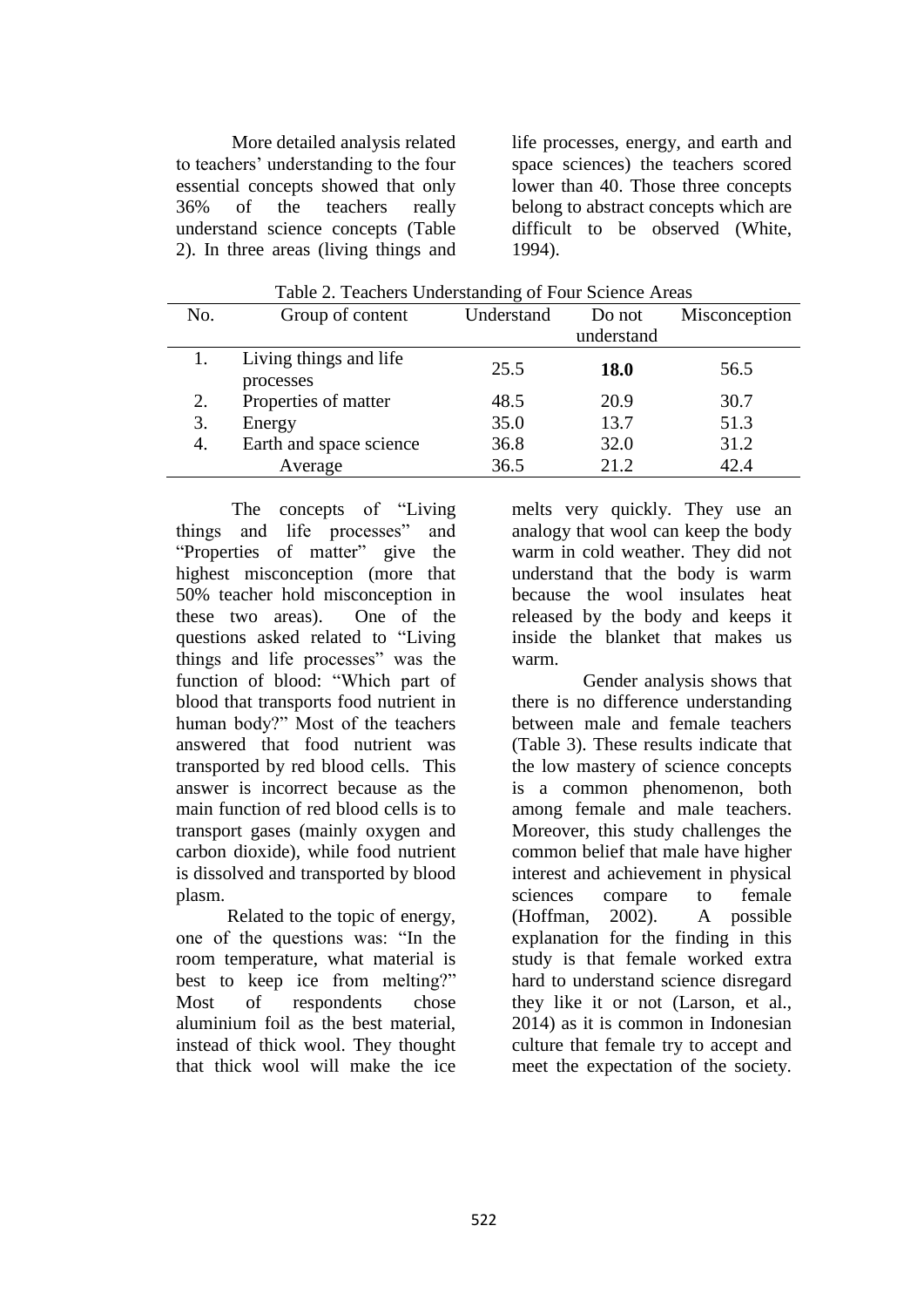More detailed analysis related to teachers' understanding to the four essential concepts showed that only 36% of the teachers really understand science concepts (Table 2). In three areas (living things and life processes, energy, and earth and space sciences) the teachers scored lower than 40. Those three concepts belong to abstract concepts which are difficult to be observed (White, 1994).

Table 2. Teachers Understanding of Four Science Areas

| No. | Group of content | Understand | Do not understand | Misconception |
|---|---|---|---|---|
| 1. | Living things and life processes | 25.5 | **18.0** | 56.5 |
| 2. | Properties of matter | 48.5 | 20.9 | 30.7 |
| 3. | Energy | 35.0 | 13.7 | 51.3 |
| 4. | Earth and space science | 36.8 | 32.0 | 31.2 |
| | Average | 36.5 | 21.2 | 42.4 |

The concepts of "Living things and life processes" and "Properties of matter" give the highest misconception (more that 50% teacher hold misconception in these two areas). One of the questions asked related to "Living things and life processes" was the function of blood: "Which part of blood that transports food nutrient in human body?" Most of the teachers answered that food nutrient was transported by red blood cells. This answer is incorrect because as the main function of red blood cells is to transport gases (mainly oxygen and carbon dioxide), while food nutrient is dissolved and transported by blood plasm.

Related to the topic of energy, one of the questions was: "In the room temperature, what material is best to keep ice from melting?" Most of respondents chose aluminium foil as the best material, instead of thick wool. They thought that thick wool will make the ice melts very quickly. They use an analogy that wool can keep the body warm in cold weather. They did not understand that the body is warm because the wool insulates heat released by the body and keeps it inside the blanket that makes us warm.

Gender analysis shows that there is no difference understanding between male and female teachers (Table 3). These results indicate that the low mastery of science concepts is a common phenomenon, both among female and male teachers. Moreover, this study challenges the common belief that male have higher interest and achievement in physical sciences compare to female (Hoffman, 2002). A possible explanation for the finding in this study is that female worked extra hard to understand science disregard they like it or not (Larson, et al., 2014) as it is common in Indonesian culture that female try to accept and meet the expectation of the society.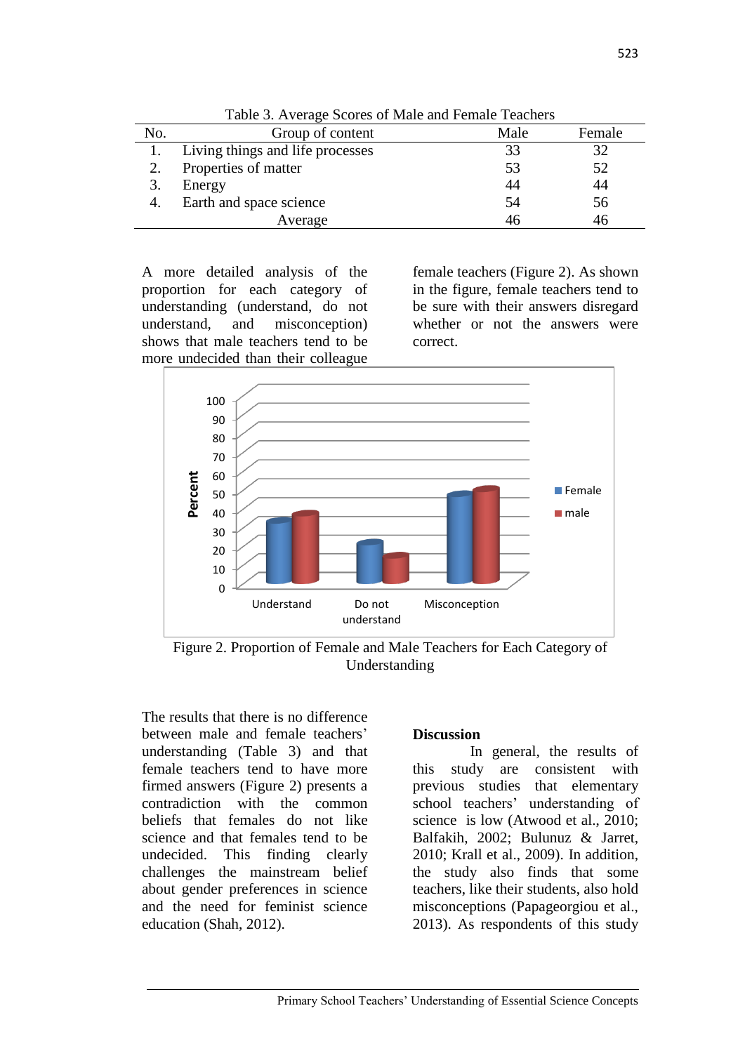Table 3. Average Scores of Male and Female Teachers

| No. | Group of content | Male | Female |
|---|---|---|---|
| 1. | Living things and life processes | 33 | 32 |
| 2. | Properties of matter | 53 | 52 |
| 3. | Energy | 44 | 44 |
| 4. | Earth and space science | 54 | 56 |
| | Average | 46 | 46 |

A more detailed analysis of the proportion for each category of understanding (understand, do not understand, and misconception) shows that male teachers tend to be more undecided than their colleague female teachers (Figure 2). As shown in the figure, female teachers tend to be sure with their answers disregard whether or not the answers were correct.

Figure 2. Proportion of Female and Male Teachers for Each Category of Understanding

The results that there is no difference between male and female teachers' understanding (Table 3) and that female teachers tend to have more firmed answers (Figure 2) presents a contradiction with the common beliefs that females do not like science and that females tend to be undecided. This finding clearly challenges the mainstream belief about gender preferences in science and the need for feminist science education (Shah, 2012).

**Discussion**

In general, the results of this study are consistent with previous studies that elementary school teachers' understanding of science is low (Atwood et al., 2010; Balfakih, 2002; Bulunuz & Jarret, 2010; Krall et al., 2009). In addition, the study also finds that some teachers, like their students, also hold misconceptions (Papageorgiou et al., 2013). As respondents of this study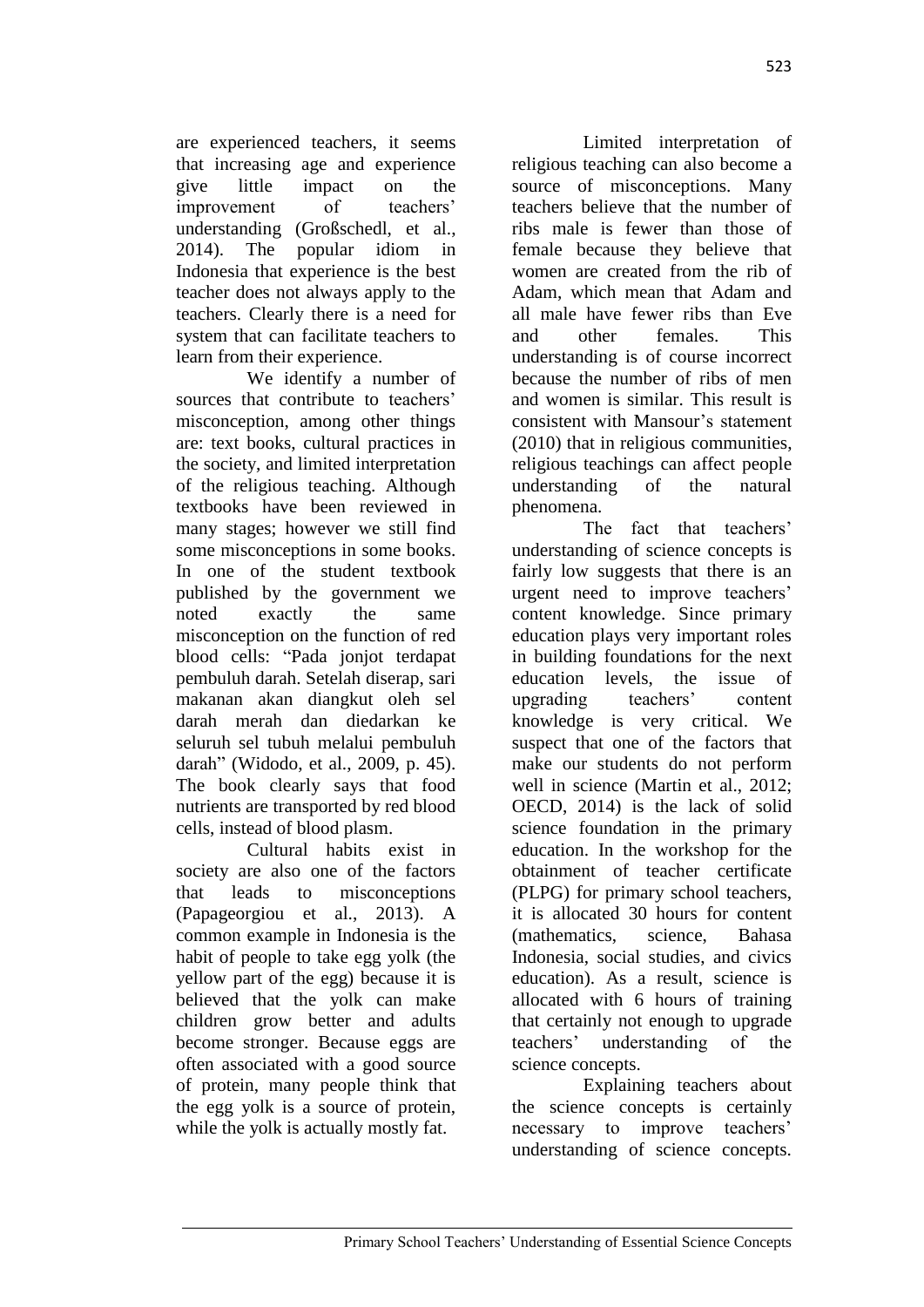are experienced teachers, it seems that increasing age and experience give little impact on the improvement of teachers' understanding (Großschedl, et al., 2014). The popular idiom in Indonesia that experience is the best teacher does not always apply to the teachers. Clearly there is a need for system that can facilitate teachers to learn from their experience.

We identify a number of sources that contribute to teachers' misconception, among other things are: text books, cultural practices in the society, and limited interpretation of the religious teaching. Although textbooks have been reviewed in many stages; however we still find some misconceptions in some books. In one of the student textbook published by the government we noted exactly the same misconception on the function of red blood cells: "Pada jonjot terdapat pembuluh darah. Setelah diserap, sari makanan akan diangkut oleh sel darah merah dan diedarkan ke seluruh sel tubuh melalui pembuluh darah" (Widodo, et al., 2009, p. 45). The book clearly says that food nutrients are transported by red blood cells, instead of blood plasm.

Cultural habits exist in society are also one of the factors that leads to misconceptions (Papageorgiou et al., 2013). A common example in Indonesia is the habit of people to take egg yolk (the yellow part of the egg) because it is believed that the yolk can make children grow better and adults become stronger. Because eggs are often associated with a good source of protein, many people think that the egg yolk is a source of protein, while the yolk is actually mostly fat.

Limited interpretation of religious teaching can also become a source of misconceptions. Many teachers believe that the number of ribs male is fewer than those of female because they believe that women are created from the rib of Adam, which mean that Adam and all male have fewer ribs than Eve and other females. This understanding is of course incorrect because the number of ribs of men and women is similar. This result is consistent with Mansour's statement (2010) that in religious communities, religious teachings can affect people understanding of the natural phenomena.

The fact that teachers' understanding of science concepts is fairly low suggests that there is an urgent need to improve teachers' content knowledge. Since primary education plays very important roles in building foundations for the next education levels, the issue of upgrading teachers' content knowledge is very critical. We suspect that one of the factors that make our students do not perform well in science (Martin et al., 2012; OECD, 2014) is the lack of solid science foundation in the primary education. In the workshop for the obtainment of teacher certificate (PLPG) for primary school teachers, it is allocated 30 hours for content (mathematics, science, Bahasa Indonesia, social studies, and civics education). As a result, science is allocated with 6 hours of training that certainly not enough to upgrade teachers' understanding of the science concepts.

Explaining teachers about the science concepts is certainly necessary to improve teachers' understanding of science concepts.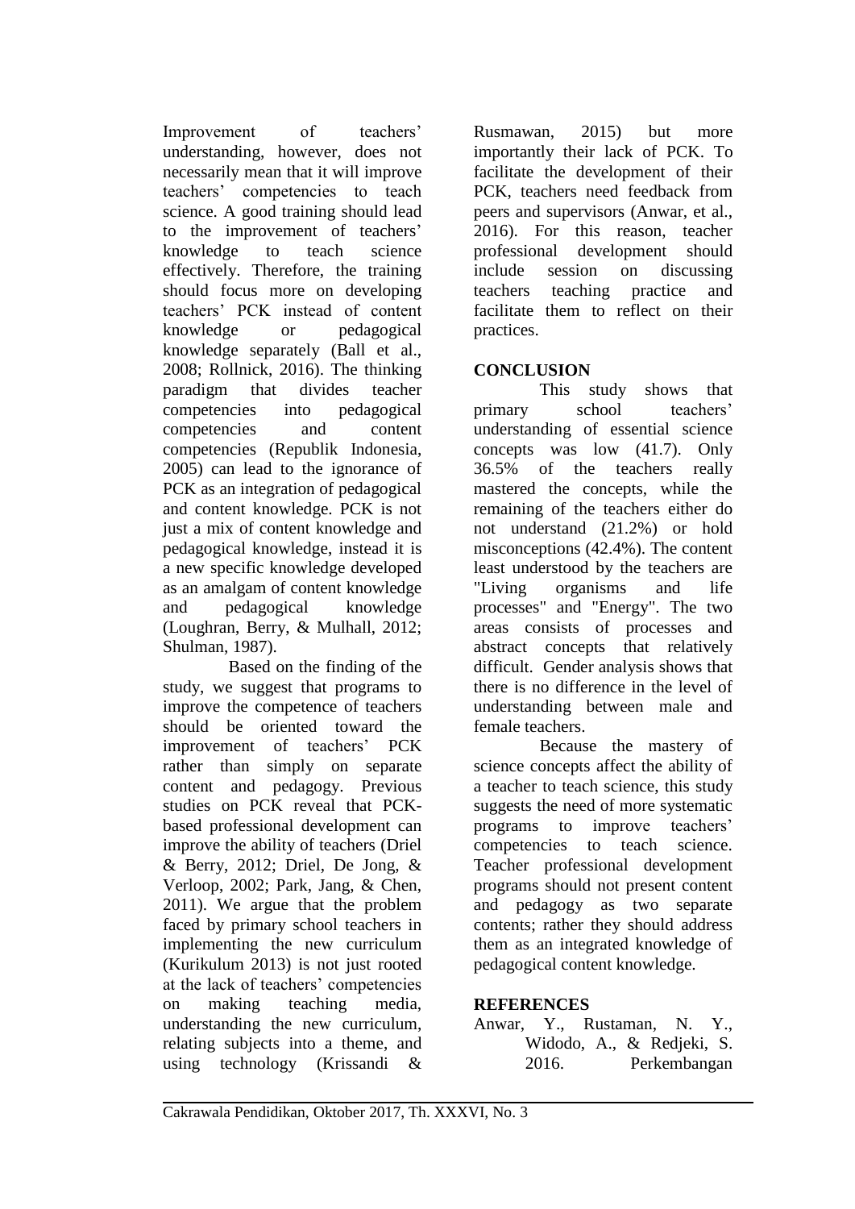Improvement of teachers' understanding, however, does not necessarily mean that it will improve teachers' competencies to teach science. A good training should lead to the improvement of teachers' knowledge to teach science effectively. Therefore, the training should focus more on developing teachers' PCK instead of content knowledge or pedagogical knowledge separately (Ball et al., 2008; Rollnick, 2016). The thinking paradigm that divides teacher competencies into pedagogical competencies and content competencies (Republik Indonesia, 2005) can lead to the ignorance of PCK as an integration of pedagogical and content knowledge. PCK is not just a mix of content knowledge and pedagogical knowledge, instead it is a new specific knowledge developed as an amalgam of content knowledge and pedagogical knowledge (Loughran, Berry, & Mulhall, 2012; Shulman, 1987).

Based on the finding of the study, we suggest that programs to improve the competence of teachers should be oriented toward the improvement of teachers' PCK rather than simply on separate content and pedagogy. Previous studies on PCK reveal that PCK-based professional development can improve the ability of teachers (Driel & Berry, 2012; Driel, De Jong, & Verloop, 2002; Park, Jang, & Chen, 2011). We argue that the problem faced by primary school teachers in implementing the new curriculum (Kurikulum 2013) is not just rooted at the lack of teachers' competencies on making teaching media, understanding the new curriculum, relating subjects into a theme, and using technology (Krissandi & Rusmawan, 2015) but more importantly their lack of PCK. To facilitate the development of their PCK, teachers need feedback from peers and supervisors (Anwar, et al., 2016). For this reason, teacher professional development should include session on discussing teachers teaching practice and facilitate them to reflect on their practices.

## CONCLUSION

This study shows that primary school teachers' understanding of essential science concepts was low (41.7). Only 36.5% of the teachers really mastered the concepts, while the remaining of the teachers either do not understand (21.2%) or hold misconceptions (42.4%). The content least understood by the teachers are "Living organisms and life processes" and "Energy". The two areas consists of processes and abstract concepts that relatively difficult. Gender analysis shows that there is no difference in the level of understanding between male and female teachers.

Because the mastery of science concepts affect the ability of a teacher to teach science, this study suggests the need of more systematic programs to improve teachers' competencies to teach science. Teacher professional development programs should not present content and pedagogy as two separate contents; rather they should address them as an integrated knowledge of pedagogical content knowledge.

## REFERENCES

Anwar, Y., Rustaman, N. Y., Widodo, A., & Redjeki, S. 2016. Perkembangan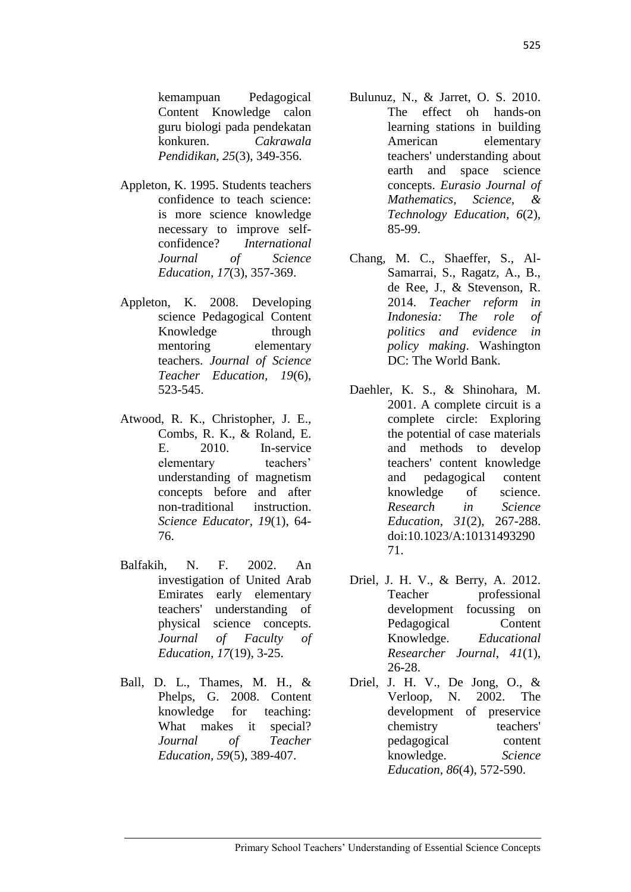kemampuan Pedagogical Content Knowledge calon guru biologi pada pendekatan konkuren. *Cakrawala Pendidikan, 25*(3), 349-356.

Appleton, K. 1995. Students teachers confidence to teach science: is more science knowledge necessary to improve self-confidence? *International Journal of Science Education, 17*(3), 357-369.

Appleton, K. 2008. Developing science Pedagogical Content Knowledge through mentoring elementary teachers. *Journal of Science Teacher Education, 19*(6), 523-545.

Atwood, R. K., Christopher, J. E., Combs, R. K., & Roland, E. E. 2010. In-service elementary teachers' understanding of magnetism concepts before and after non-traditional instruction. *Science Educator, 19*(1), 64-76.

Balfakih, N. F. 2002. An investigation of United Arab Emirates early elementary teachers' understanding of physical science concepts. *Journal of Faculty of Education, 17*(19), 3-25.

Ball, D. L., Thames, M. H., & Phelps, G. 2008. Content knowledge for teaching: What makes it special? *Journal of Teacher Education, 59*(5), 389-407.

Bulunuz, N., & Jarret, O. S. 2010. The effect oh hands-on learning stations in building American elementary teachers' understanding about earth and space science concepts. *Eurasio Journal of Mathematics, Science, & Technology Education, 6*(2), 85-99.

Chang, M. C., Shaeffer, S., Al-Samarrai, S., Ragatz, A., B., de Ree, J., & Stevenson, R. 2014. *Teacher reform in Indonesia: The role of politics and evidence in policy making*. Washington DC: The World Bank.

Daehler, K. S., & Shinohara, M. 2001. A complete circuit is a complete circle: Exploring the potential of case materials and methods to develop teachers' content knowledge and pedagogical content knowledge of science. *Research in Science Education, 31*(2), 267-288. doi:10.1023/A:1013149329071.

Driel, J. H. V., & Berry, A. 2012. Teacher professional development focussing on Pedagogical Content Knowledge. *Educational Researcher Journal, 41*(1), 26-28.

Driel, J. H. V., De Jong, O., & Verloop, N. 2002. The development of preservice chemistry teachers' pedagogical content knowledge. *Science Education, 86*(4), 572-590.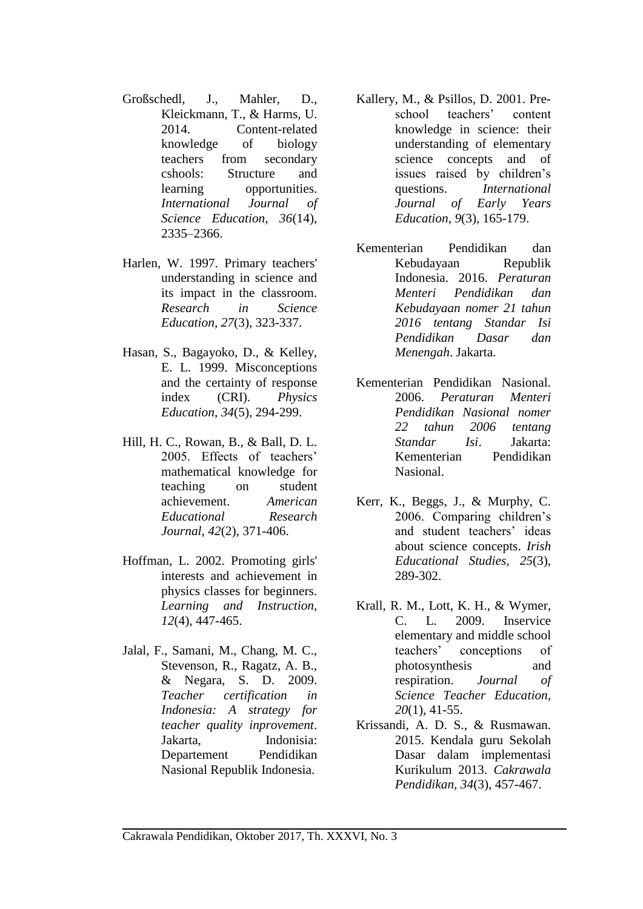Großschedl, J., Mahler, D., Kleickmann, T., & Harms, U. 2014. Content-related knowledge of biology teachers from secondary cshools: Structure and learning opportunities. *International Journal of Science Education, 36*(14), 2335–2366.

Harlen, W. 1997. Primary teachers' understanding in science and its impact in the classroom. *Research in Science Education, 27*(3), 323-337.

Hasan, S., Bagayoko, D., & Kelley, E. L. 1999. Misconceptions and the certainty of response index (CRI). *Physics Education, 34*(5), 294-299.

Hill, H. C., Rowan, B., & Ball, D. L. 2005. Effects of teachers' mathematical knowledge for teaching on student achievement. *American Educational Research Journal, 42*(2), 371-406.

Hoffman, L. 2002. Promoting girls' interests and achievement in physics classes for beginners. *Learning and Instruction, 12*(4), 447-465.

Jalal, F., Samani, M., Chang, M. C., Stevenson, R., Ragatz, A. B., & Negara, S. D. 2009. *Teacher certification in Indonesia: A strategy for teacher quality inprovement*. Jakarta, Indonisia: Departement Pendidikan Nasional Republik Indonesia.

Kallery, M., & Psillos, D. 2001. Pre-school teachers' content knowledge in science: their understanding of elementary science concepts and of issues raised by children's questions. *International Journal of Early Years Education, 9*(3), 165-179.

Kementerian Pendidikan dan Kebudayaan Republik Indonesia. 2016. *Peraturan Menteri Pendidikan dan Kebudayaan nomer 21 tahun 2016 tentang Standar Isi Pendidikan Dasar dan Menengah*. Jakarta.

Kementerian Pendidikan Nasional. 2006. *Peraturan Menteri Pendidikan Nasional nomer 22 tahun 2006 tentang Standar Isi*. Jakarta: Kementerian Pendidikan Nasional.

Kerr, K., Beggs, J., & Murphy, C. 2006. Comparing children's and student teachers' ideas about science concepts. *Irish Educational Studies, 25*(3), 289-302.

Krall, R. M., Lott, K. H., & Wymer, C. L. 2009. Inservice elementary and middle school teachers' conceptions of photosynthesis and respiration. *Journal of Science Teacher Education, 20*(1), 41-55.

Krissandi, A. D. S., & Rusmawan. 2015. Kendala guru Sekolah Dasar dalam implementasi Kurikulum 2013. *Cakrawala Pendidikan, 34*(3), 457-467.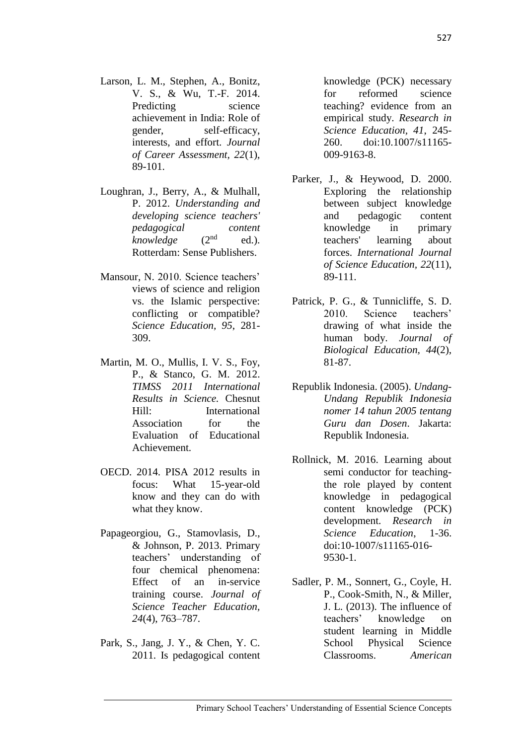Larson, L. M., Stephen, A., Bonitz, V. S., & Wu, T.-F. 2014. Predicting science achievement in India: Role of gender, self-efficacy, interests, and effort. *Journal of Career Assessment, 22*(1), 89-101.

Loughran, J., Berry, A., & Mulhall, P. 2012. *Understanding and developing science teachers' pedagogical content knowledge* (2nd ed.). Rotterdam: Sense Publishers.

Mansour, N. 2010. Science teachers' views of science and religion vs. the Islamic perspective: conflicting or compatible? *Science Education, 95*, 281-309.

Martin, M. O., Mullis, I. V. S., Foy, P., & Stanco, G. M. 2012. *TIMSS 2011 International Results in Science.* Chesnut Hill: International Association for the Evaluation of Educational Achievement.

OECD. 2014. PISA 2012 results in focus: What 15-year-old know and they can do with what they know.

Papageorgiou, G., Stamovlasis, D., & Johnson, P. 2013. Primary teachers' understanding of four chemical phenomena: Effect of an in-service training course. *Journal of Science Teacher Education, 24*(4), 763–787.

Park, S., Jang, J. Y., & Chen, Y. C. 2011. Is pedagogical content knowledge (PCK) necessary for reformed science teaching? evidence from an empirical study. *Research in Science Education, 41*, 245-260. doi:10.1007/s11165-009-9163-8.

Parker, J., & Heywood, D. 2000. Exploring the relationship between subject knowledge and pedagogic content knowledge in primary teachers' learning about forces. *International Journal of Science Education, 22*(11), 89-111.

Patrick, P. G., & Tunnicliffe, S. D. 2010. Science teachers' drawing of what inside the human body. *Journal of Biological Education, 44*(2), 81-87.

Republik Indonesia. (2005). *Undang-Undang Republik Indonesia nomer 14 tahun 2005 tentang Guru dan Dosen*. Jakarta: Republik Indonesia.

Rollnick, M. 2016. Learning about semi conductor for teaching-the role played by content knowledge in pedagogical content knowledge (PCK) development. *Research in Science Education*, 1-36. doi:10-1007/s11165-016-9530-1.

Sadler, P. M., Sonnert, G., Coyle, H. P., Cook-Smith, N., & Miller, J. L. (2013). The influence of teachers' knowledge on student learning in Middle School Physical Science Classrooms. *American*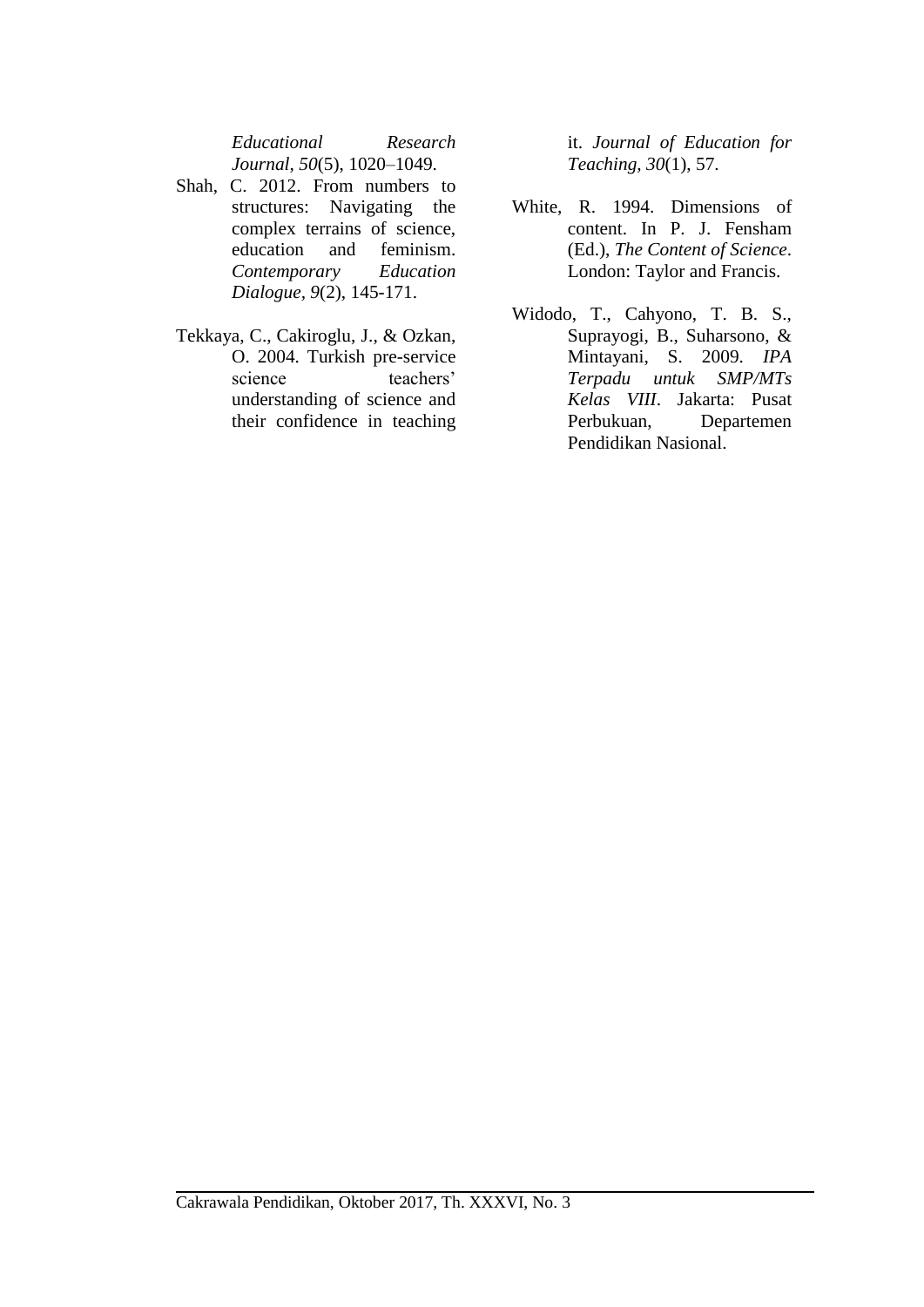*Educational Research Journal*, *50*(5), 1020–1049.

Shah, C. 2012. From numbers to structures: Navigating the complex terrains of science, education and feminism. *Contemporary Education Dialogue*, *9*(2), 145-171.

Tekkaya, C., Cakiroglu, J., & Ozkan, O. 2004. Turkish pre-service science teachers' understanding of science and their confidence in teaching it. *Journal of Education for Teaching*, *30*(1), 57.

White, R. 1994. Dimensions of content. In P. J. Fensham (Ed.), *The Content of Science*. London: Taylor and Francis.

Widodo, T., Cahyono, T. B. S., Suprayogi, B., Suharsono, & Mintayani, S. 2009. *IPA Terpadu untuk SMP/MTs Kelas VIII*. Jakarta: Pusat Perbukuan, Departemen Pendidikan Nasional.